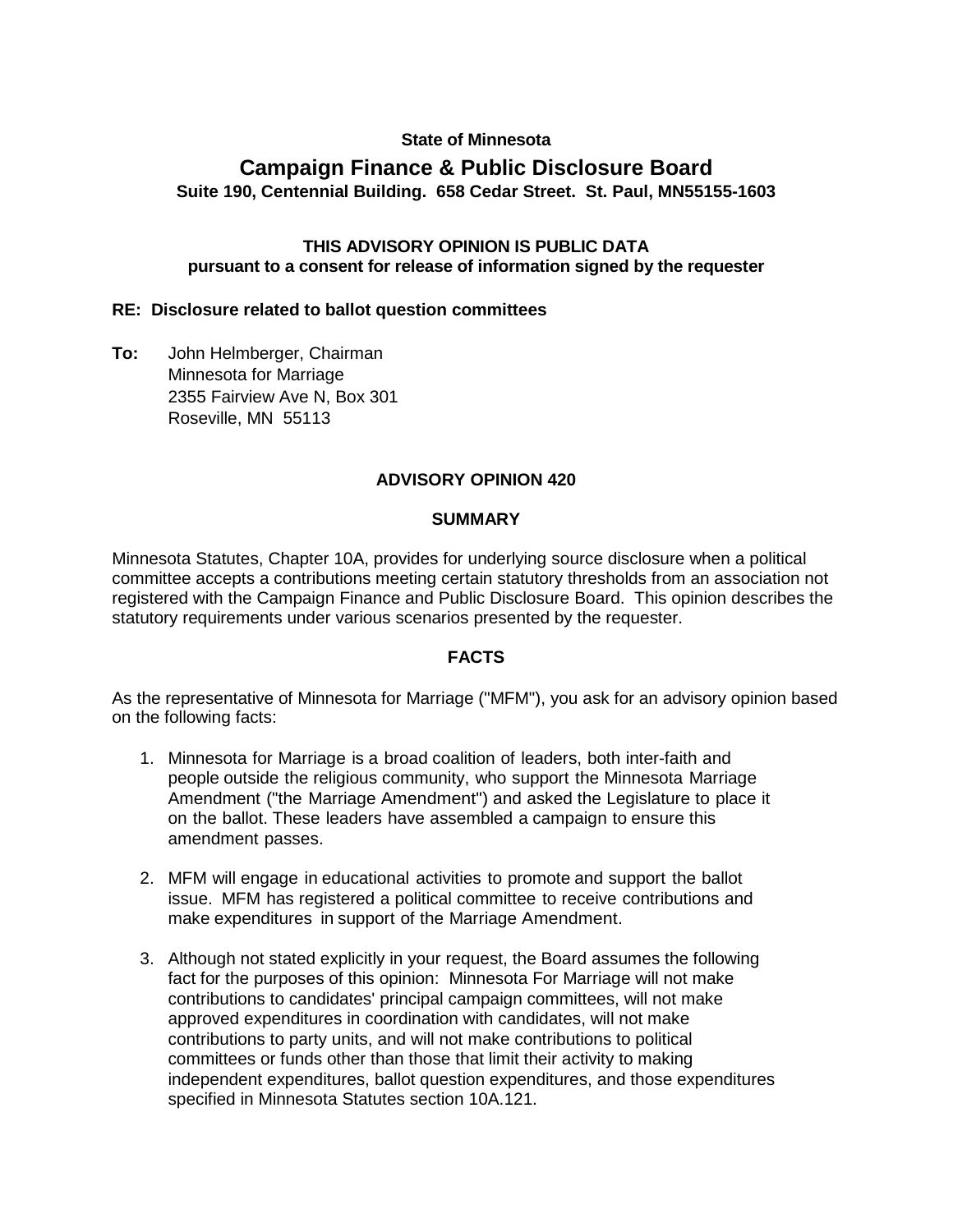**State of Minnesota**

# Campaign Finance & Public Disclosure Board

**Suite 190, Centennial Building. 658 Cedar Street. St. Paul, MN55155-1603**

**THIS ADVISORY OPINION IS PUBLIC DATA**
**pursuant to a consent for release of information signed by the requester**

**RE: Disclosure related to ballot question committees**

**To:** John Helmberger, Chairman
Minnesota for Marriage
2355 Fairview Ave N, Box 301
Roseville, MN 55113

## ADVISORY OPINION 420

### SUMMARY

Minnesota Statutes, Chapter 10A, provides for underlying source disclosure when a political committee accepts a contributions meeting certain statutory thresholds from an association not registered with the Campaign Finance and Public Disclosure Board. This opinion describes the statutory requirements under various scenarios presented by the requester.

### FACTS

As the representative of Minnesota for Marriage ("MFM"), you ask for an advisory opinion based on the following facts:

1. Minnesota for Marriage is a broad coalition of leaders, both inter-faith and people outside the religious community, who support the Minnesota Marriage Amendment ("the Marriage Amendment") and asked the Legislature to place it on the ballot. These leaders have assembled a campaign to ensure this amendment passes.
2. MFM will engage in educational activities to promote and support the ballot issue. MFM has registered a political committee to receive contributions and make expenditures in support of the Marriage Amendment.
3. Although not stated explicitly in your request, the Board assumes the following fact for the purposes of this opinion: Minnesota For Marriage will not make contributions to candidates' principal campaign committees, will not make approved expenditures in coordination with candidates, will not make contributions to party units, and will not make contributions to political committees or funds other than those that limit their activity to making independent expenditures, ballot question expenditures, and those expenditures specified in Minnesota Statutes section 10A.121.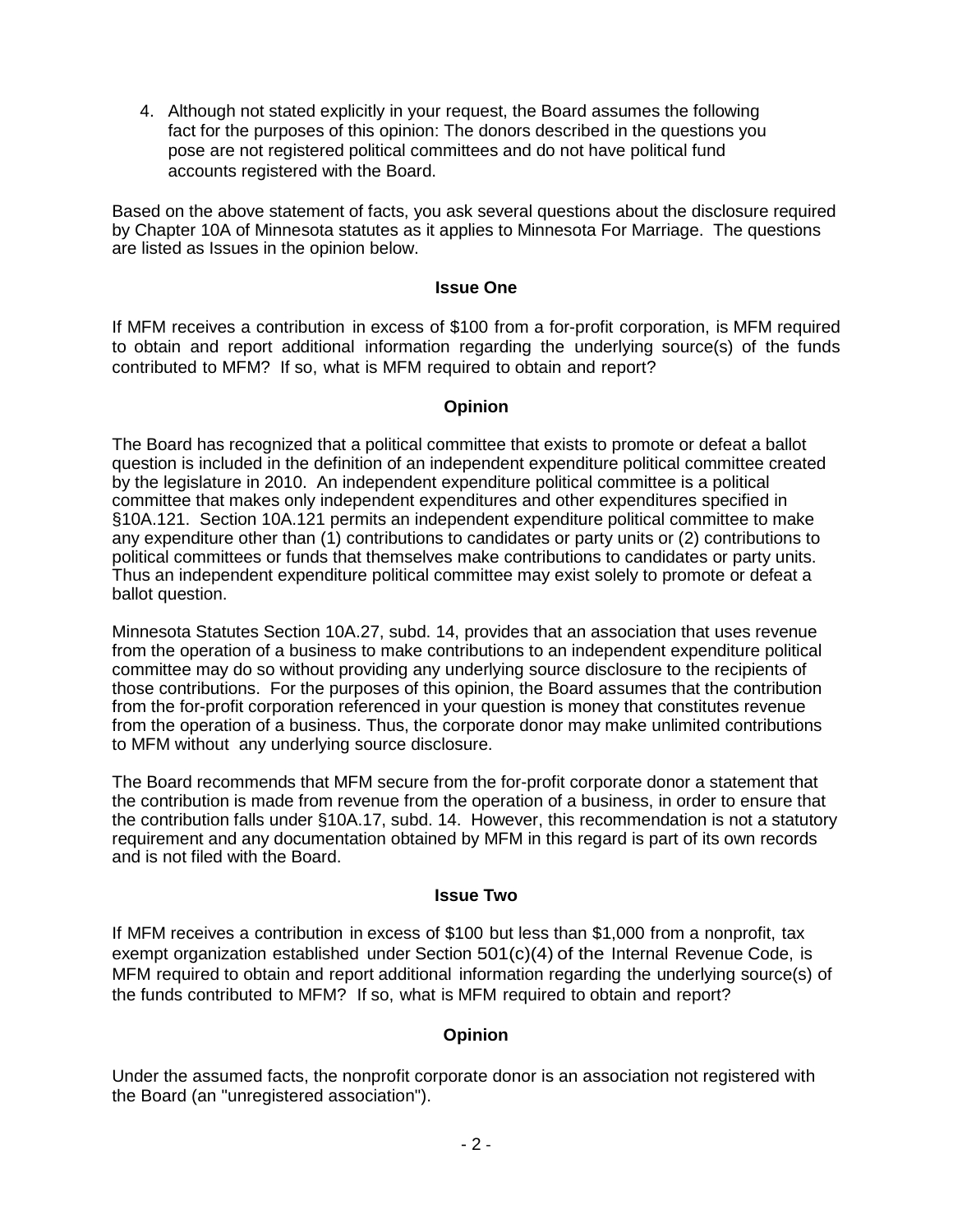4. Although not stated explicitly in your request, the Board assumes the following fact for the purposes of this opinion: The donors described in the questions you pose are not registered political committees and do not have political fund accounts registered with the Board.

Based on the above statement of facts, you ask several questions about the disclosure required by Chapter 10A of Minnesota statutes as it applies to Minnesota For Marriage. The questions are listed as Issues in the opinion below.

**Issue One**

If MFM receives a contribution in excess of $100 from a for-profit corporation, is MFM required to obtain and report additional information regarding the underlying source(s) of the funds contributed to MFM? If so, what is MFM required to obtain and report?

**Opinion**

The Board has recognized that a political committee that exists to promote or defeat a ballot question is included in the definition of an independent expenditure political committee created by the legislature in 2010. An independent expenditure political committee is a political committee that makes only independent expenditures and other expenditures specified in §10A.121. Section 10A.121 permits an independent expenditure political committee to make any expenditure other than (1) contributions to candidates or party units or (2) contributions to political committees or funds that themselves make contributions to candidates or party units. Thus an independent expenditure political committee may exist solely to promote or defeat a ballot question.

Minnesota Statutes Section 10A.27, subd. 14, provides that an association that uses revenue from the operation of a business to make contributions to an independent expenditure political committee may do so without providing any underlying source disclosure to the recipients of those contributions. For the purposes of this opinion, the Board assumes that the contribution from the for-profit corporation referenced in your question is money that constitutes revenue from the operation of a business. Thus, the corporate donor may make unlimited contributions to MFM without any underlying source disclosure.

The Board recommends that MFM secure from the for-profit corporate donor a statement that the contribution is made from revenue from the operation of a business, in order to ensure that the contribution falls under §10A.17, subd. 14. However, this recommendation is not a statutory requirement and any documentation obtained by MFM in this regard is part of its own records and is not filed with the Board.

**Issue Two**

If MFM receives a contribution in excess of $100 but less than $1,000 from a nonprofit, tax exempt organization established under Section 501(c)(4) of the Internal Revenue Code, is MFM required to obtain and report additional information regarding the underlying source(s) of the funds contributed to MFM? If so, what is MFM required to obtain and report?

**Opinion**

Under the assumed facts, the nonprofit corporate donor is an association not registered with the Board (an "unregistered association").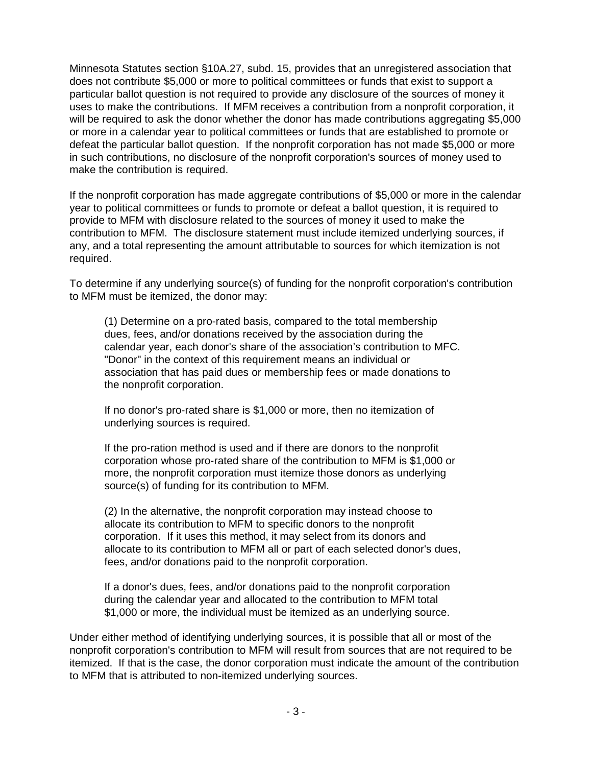Minnesota Statutes section §10A.27, subd. 15, provides that an unregistered association that does not contribute $5,000 or more to political committees or funds that exist to support a particular ballot question is not required to provide any disclosure of the sources of money it uses to make the contributions. If MFM receives a contribution from a nonprofit corporation, it will be required to ask the donor whether the donor has made contributions aggregating $5,000 or more in a calendar year to political committees or funds that are established to promote or defeat the particular ballot question. If the nonprofit corporation has not made $5,000 or more in such contributions, no disclosure of the nonprofit corporation's sources of money used to make the contribution is required.

If the nonprofit corporation has made aggregate contributions of $5,000 or more in the calendar year to political committees or funds to promote or defeat a ballot question, it is required to provide to MFM with disclosure related to the sources of money it used to make the contribution to MFM. The disclosure statement must include itemized underlying sources, if any, and a total representing the amount attributable to sources for which itemization is not required.

To determine if any underlying source(s) of funding for the nonprofit corporation's contribution to MFM must be itemized, the donor may:

> (1) Determine on a pro-rated basis, compared to the total membership dues, fees, and/or donations received by the association during the calendar year, each donor's share of the association's contribution to MFC. "Donor" in the context of this requirement means an individual or association that has paid dues or membership fees or made donations to the nonprofit corporation.
>
> If no donor's pro-rated share is $1,000 or more, then no itemization of underlying sources is required.
>
> If the pro-ration method is used and if there are donors to the nonprofit corporation whose pro-rated share of the contribution to MFM is $1,000 or more, the nonprofit corporation must itemize those donors as underlying source(s) of funding for its contribution to MFM.
>
> (2) In the alternative, the nonprofit corporation may instead choose to allocate its contribution to MFM to specific donors to the nonprofit corporation. If it uses this method, it may select from its donors and allocate to its contribution to MFM all or part of each selected donor's dues, fees, and/or donations paid to the nonprofit corporation.
>
> If a donor's dues, fees, and/or donations paid to the nonprofit corporation during the calendar year and allocated to the contribution to MFM total $1,000 or more, the individual must be itemized as an underlying source.

Under either method of identifying underlying sources, it is possible that all or most of the nonprofit corporation's contribution to MFM will result from sources that are not required to be itemized. If that is the case, the donor corporation must indicate the amount of the contribution to MFM that is attributed to non-itemized underlying sources.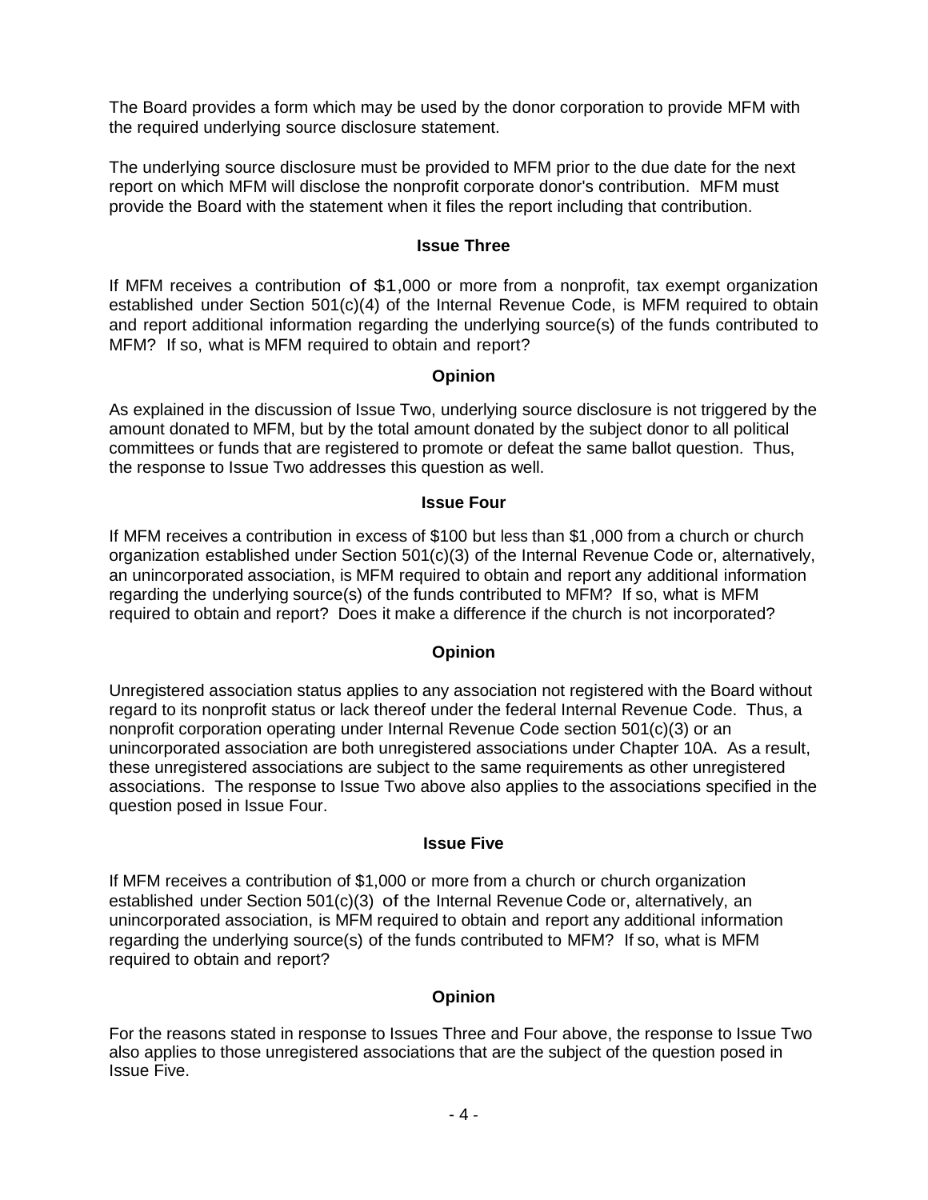The Board provides a form which may be used by the donor corporation to provide MFM with the required underlying source disclosure statement.

The underlying source disclosure must be provided to MFM prior to the due date for the next report on which MFM will disclose the nonprofit corporate donor's contribution. MFM must provide the Board with the statement when it files the report including that contribution.

### Issue Three

If MFM receives a contribution of $1,000 or more from a nonprofit, tax exempt organization established under Section 501(c)(4) of the Internal Revenue Code, is MFM required to obtain and report additional information regarding the underlying source(s) of the funds contributed to MFM? If so, what is MFM required to obtain and report?

### Opinion

As explained in the discussion of Issue Two, underlying source disclosure is not triggered by the amount donated to MFM, but by the total amount donated by the subject donor to all political committees or funds that are registered to promote or defeat the same ballot question. Thus, the response to Issue Two addresses this question as well.

### Issue Four

If MFM receives a contribution in excess of $100 but less than $1,000 from a church or church organization established under Section 501(c)(3) of the Internal Revenue Code or, alternatively, an unincorporated association, is MFM required to obtain and report any additional information regarding the underlying source(s) of the funds contributed to MFM? If so, what is MFM required to obtain and report? Does it make a difference if the church is not incorporated?

### Opinion

Unregistered association status applies to any association not registered with the Board without regard to its nonprofit status or lack thereof under the federal Internal Revenue Code. Thus, a nonprofit corporation operating under Internal Revenue Code section 501(c)(3) or an unincorporated association are both unregistered associations under Chapter 10A. As a result, these unregistered associations are subject to the same requirements as other unregistered associations. The response to Issue Two above also applies to the associations specified in the question posed in Issue Four.

### Issue Five

If MFM receives a contribution of $1,000 or more from a church or church organization established under Section 501(c)(3) of the Internal Revenue Code or, alternatively, an unincorporated association, is MFM required to obtain and report any additional information regarding the underlying source(s) of the funds contributed to MFM? If so, what is MFM required to obtain and report?

### Opinion

For the reasons stated in response to Issues Three and Four above, the response to Issue Two also applies to those unregistered associations that are the subject of the question posed in Issue Five.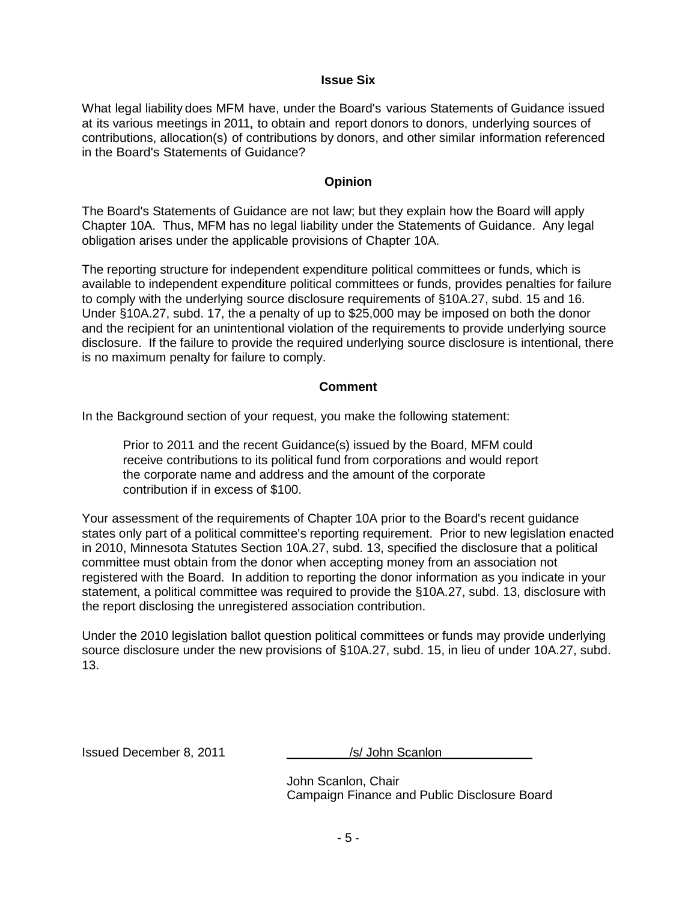### Issue Six

What legal liability does MFM have, under the Board's various Statements of Guidance issued at its various meetings in 2011, to obtain and report donors to donors, underlying sources of contributions, allocation(s) of contributions by donors, and other similar information referenced in the Board's Statements of Guidance?

### Opinion

The Board's Statements of Guidance are not law; but they explain how the Board will apply Chapter 10A. Thus, MFM has no legal liability under the Statements of Guidance. Any legal obligation arises under the applicable provisions of Chapter 10A.

The reporting structure for independent expenditure political committees or funds, which is available to independent expenditure political committees or funds, provides penalties for failure to comply with the underlying source disclosure requirements of §10A.27, subd. 15 and 16. Under §10A.27, subd. 17, the a penalty of up to $25,000 may be imposed on both the donor and the recipient for an unintentional violation of the requirements to provide underlying source disclosure. If the failure to provide the required underlying source disclosure is intentional, there is no maximum penalty for failure to comply.

### Comment

In the Background section of your request, you make the following statement:

> Prior to 2011 and the recent Guidance(s) issued by the Board, MFM could receive contributions to its political fund from corporations and would report the corporate name and address and the amount of the corporate contribution if in excess of $100.

Your assessment of the requirements of Chapter 10A prior to the Board's recent guidance states only part of a political committee's reporting requirement. Prior to new legislation enacted in 2010, Minnesota Statutes Section 10A.27, subd. 13, specified the disclosure that a political committee must obtain from the donor when accepting money from an association not registered with the Board. In addition to reporting the donor information as you indicate in your statement, a political committee was required to provide the §10A.27, subd. 13, disclosure with the report disclosing the unregistered association contribution.

Under the 2010 legislation ballot question political committees or funds may provide underlying source disclosure under the new provisions of §10A.27, subd. 15, in lieu of under 10A.27, subd. 13.

Issued December 8, 2011

/s/ John Scanlon

John Scanlon, Chair
Campaign Finance and Public Disclosure Board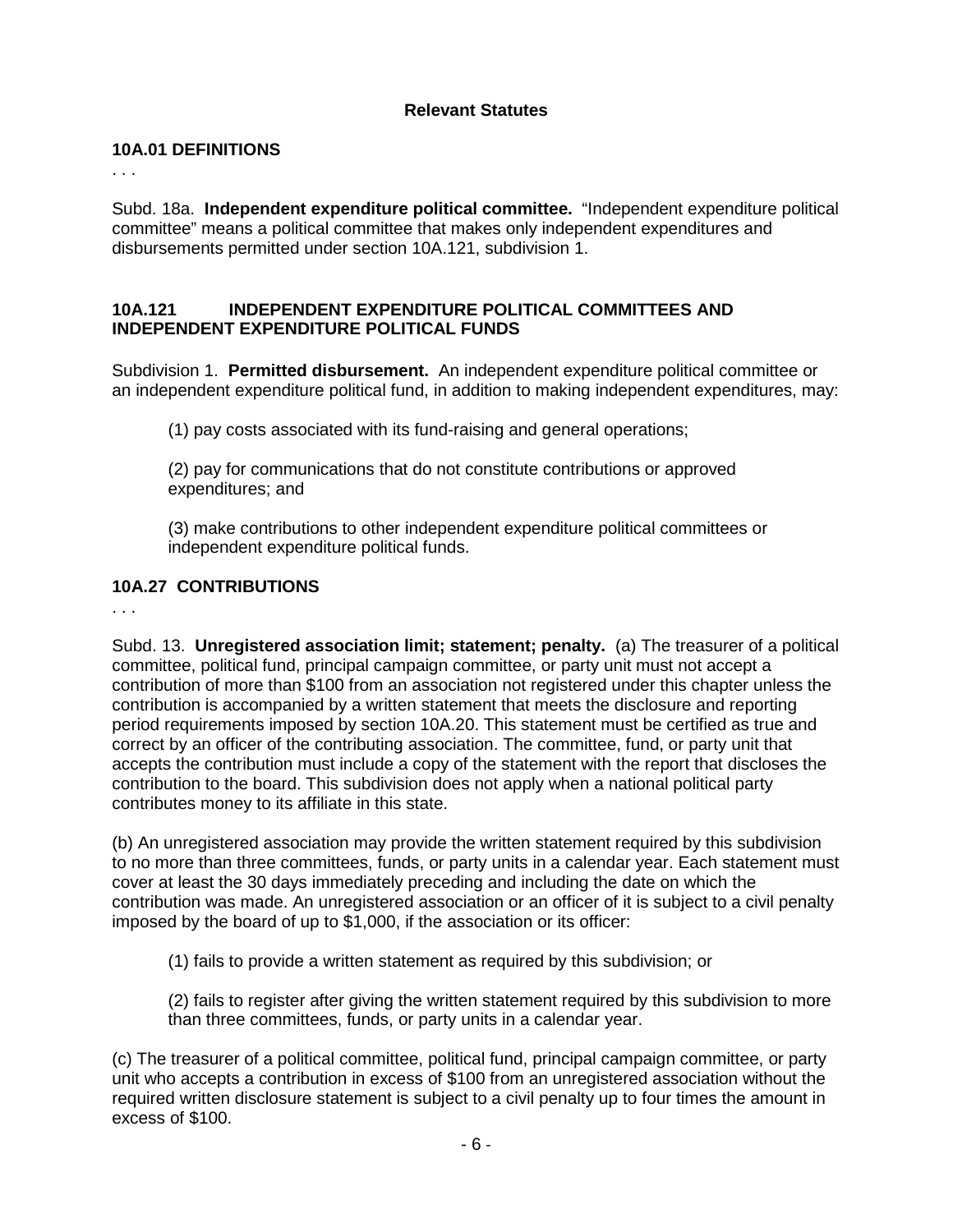## Relevant Statutes

### 10A.01 DEFINITIONS

. . .

Subd. 18a. **Independent expenditure political committee.** "Independent expenditure political committee" means a political committee that makes only independent expenditures and disbursements permitted under section 10A.121, subdivision 1.

### 10A.121 INDEPENDENT EXPENDITURE POLITICAL COMMITTEES AND INDEPENDENT EXPENDITURE POLITICAL FUNDS

Subdivision 1. **Permitted disbursement.** An independent expenditure political committee or an independent expenditure political fund, in addition to making independent expenditures, may:

(1) pay costs associated with its fund-raising and general operations;

(2) pay for communications that do not constitute contributions or approved expenditures; and

(3) make contributions to other independent expenditure political committees or independent expenditure political funds.

### 10A.27 CONTRIBUTIONS

. . .

Subd. 13. **Unregistered association limit; statement; penalty.** (a) The treasurer of a political committee, political fund, principal campaign committee, or party unit must not accept a contribution of more than $100 from an association not registered under this chapter unless the contribution is accompanied by a written statement that meets the disclosure and reporting period requirements imposed by section 10A.20. This statement must be certified as true and correct by an officer of the contributing association. The committee, fund, or party unit that accepts the contribution must include a copy of the statement with the report that discloses the contribution to the board. This subdivision does not apply when a national political party contributes money to its affiliate in this state.

(b) An unregistered association may provide the written statement required by this subdivision to no more than three committees, funds, or party units in a calendar year. Each statement must cover at least the 30 days immediately preceding and including the date on which the contribution was made. An unregistered association or an officer of it is subject to a civil penalty imposed by the board of up to $1,000, if the association or its officer:

(1) fails to provide a written statement as required by this subdivision; or

(2) fails to register after giving the written statement required by this subdivision to more than three committees, funds, or party units in a calendar year.

(c) The treasurer of a political committee, political fund, principal campaign committee, or party unit who accepts a contribution in excess of $100 from an unregistered association without the required written disclosure statement is subject to a civil penalty up to four times the amount in excess of $100.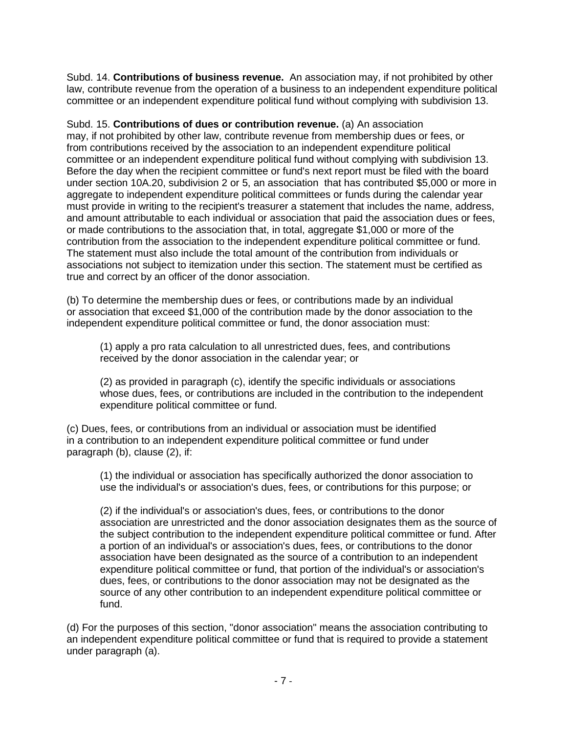Subd. 14. **Contributions of business revenue.** An association may, if not prohibited by other law, contribute revenue from the operation of a business to an independent expenditure political committee or an independent expenditure political fund without complying with subdivision 13.

Subd. 15. **Contributions of dues or contribution revenue.** (a) An association may, if not prohibited by other law, contribute revenue from membership dues or fees, or from contributions received by the association to an independent expenditure political committee or an independent expenditure political fund without complying with subdivision 13. Before the day when the recipient committee or fund's next report must be filed with the board under section 10A.20, subdivision 2 or 5, an association that has contributed $5,000 or more in aggregate to independent expenditure political committees or funds during the calendar year must provide in writing to the recipient's treasurer a statement that includes the name, address, and amount attributable to each individual or association that paid the association dues or fees, or made contributions to the association that, in total, aggregate $1,000 or more of the contribution from the association to the independent expenditure political committee or fund. The statement must also include the total amount of the contribution from individuals or associations not subject to itemization under this section. The statement must be certified as true and correct by an officer of the donor association.

(b) To determine the membership dues or fees, or contributions made by an individual or association that exceed $1,000 of the contribution made by the donor association to the independent expenditure political committee or fund, the donor association must:

> (1) apply a pro rata calculation to all unrestricted dues, fees, and contributions received by the donor association in the calendar year; or
>
> (2) as provided in paragraph (c), identify the specific individuals or associations whose dues, fees, or contributions are included in the contribution to the independent expenditure political committee or fund.

(c) Dues, fees, or contributions from an individual or association must be identified in a contribution to an independent expenditure political committee or fund under paragraph (b), clause (2), if:

> (1) the individual or association has specifically authorized the donor association to use the individual's or association's dues, fees, or contributions for this purpose; or
>
> (2) if the individual's or association's dues, fees, or contributions to the donor association are unrestricted and the donor association designates them as the source of the subject contribution to the independent expenditure political committee or fund. After a portion of an individual's or association's dues, fees, or contributions to the donor association have been designated as the source of a contribution to an independent expenditure political committee or fund, that portion of the individual's or association's dues, fees, or contributions to the donor association may not be designated as the source of any other contribution to an independent expenditure political committee or fund.

(d) For the purposes of this section, "donor association" means the association contributing to an independent expenditure political committee or fund that is required to provide a statement under paragraph (a).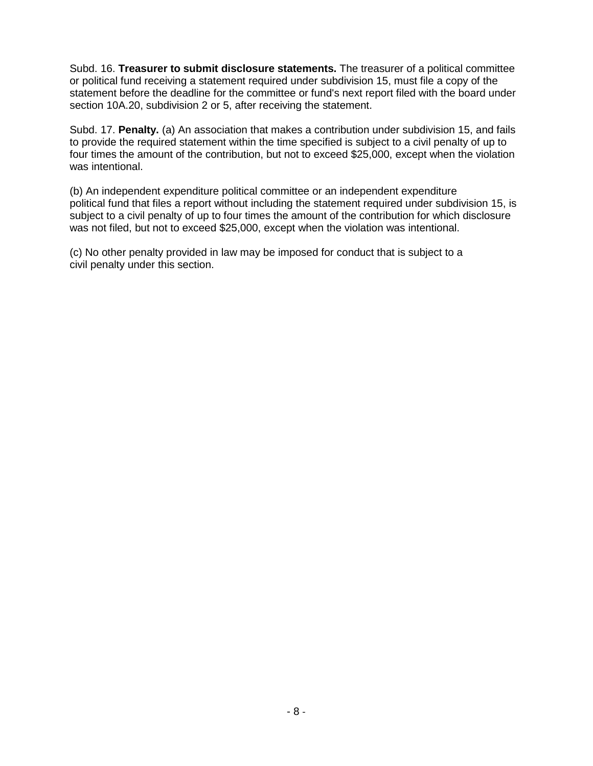Subd. 16. **Treasurer to submit disclosure statements.** The treasurer of a political committee or political fund receiving a statement required under subdivision 15, must file a copy of the statement before the deadline for the committee or fund's next report filed with the board under section 10A.20, subdivision 2 or 5, after receiving the statement.

Subd. 17. **Penalty.** (a) An association that makes a contribution under subdivision 15, and fails to provide the required statement within the time specified is subject to a civil penalty of up to four times the amount of the contribution, but not to exceed $25,000, except when the violation was intentional.

(b) An independent expenditure political committee or an independent expenditure political fund that files a report without including the statement required under subdivision 15, is subject to a civil penalty of up to four times the amount of the contribution for which disclosure was not filed, but not to exceed $25,000, except when the violation was intentional.

(c) No other penalty provided in law may be imposed for conduct that is subject to a civil penalty under this section.